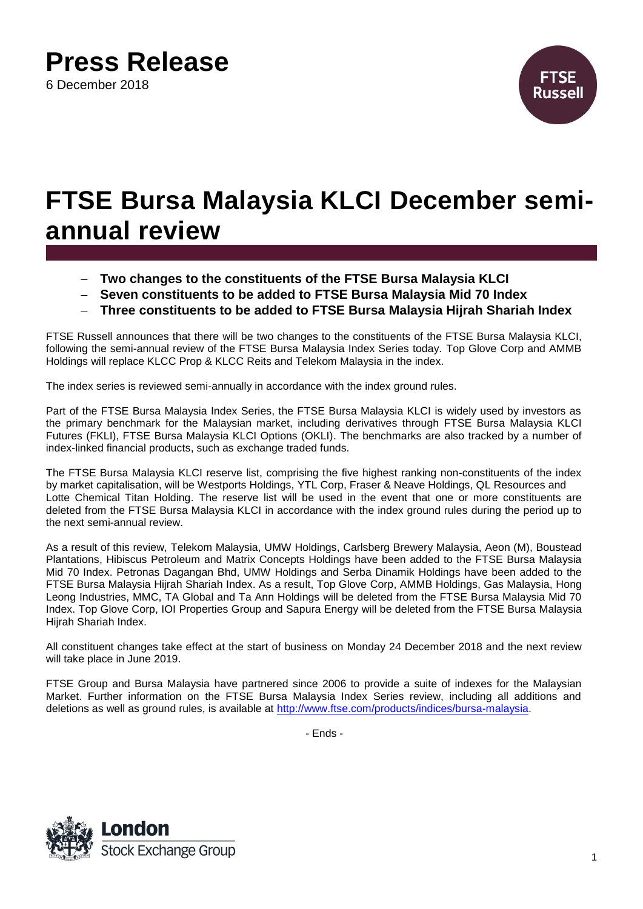# Press Release

6 December 2018

# FTSE Bursa Malaysia KLCI December semi-annual review

- **Two changes to the constituents of the FTSE Bursa Malaysia KLCI**
- **Seven constituents to be added to FTSE Bursa Malaysia Mid 70 Index**
- **Three constituents to be added to FTSE Bursa Malaysia Hijrah Shariah Index**

FTSE Russell announces that there will be two changes to the constituents of the FTSE Bursa Malaysia KLCI, following the semi-annual review of the FTSE Bursa Malaysia Index Series today. Top Glove Corp and AMMB Holdings will replace KLCC Prop & KLCC Reits and Telekom Malaysia in the index.

The index series is reviewed semi-annually in accordance with the index ground rules.

Part of the FTSE Bursa Malaysia Index Series, the FTSE Bursa Malaysia KLCI is widely used by investors as the primary benchmark for the Malaysian market, including derivatives through FTSE Bursa Malaysia KLCI Futures (FKLI), FTSE Bursa Malaysia KLCI Options (OKLI). The benchmarks are also tracked by a number of index-linked financial products, such as exchange traded funds.

The FTSE Bursa Malaysia KLCI reserve list, comprising the five highest ranking non-constituents of the index by market capitalisation, will be Westports Holdings, YTL Corp, Fraser & Neave Holdings, QL Resources and Lotte Chemical Titan Holding. The reserve list will be used in the event that one or more constituents are deleted from the FTSE Bursa Malaysia KLCI in accordance with the index ground rules during the period up to the next semi-annual review.

As a result of this review, Telekom Malaysia, UMW Holdings, Carlsberg Brewery Malaysia, Aeon (M), Boustead Plantations, Hibiscus Petroleum and Matrix Concepts Holdings have been added to the FTSE Bursa Malaysia Mid 70 Index. Petronas Dagangan Bhd, UMW Holdings and Serba Dinamik Holdings have been added to the FTSE Bursa Malaysia Hijrah Shariah Index. As a result, Top Glove Corp, AMMB Holdings, Gas Malaysia, Hong Leong Industries, MMC, TA Global and Ta Ann Holdings will be deleted from the FTSE Bursa Malaysia Mid 70 Index. Top Glove Corp, IOI Properties Group and Sapura Energy will be deleted from the FTSE Bursa Malaysia Hijrah Shariah Index.

All constituent changes take effect at the start of business on Monday 24 December 2018 and the next review will take place in June 2019.

FTSE Group and Bursa Malaysia have partnered since 2006 to provide a suite of indexes for the Malaysian Market. Further information on the FTSE Bursa Malaysia Index Series review, including all additions and deletions as well as ground rules, is available at http://www.ftse.com/products/indices/bursa-malaysia.

- Ends -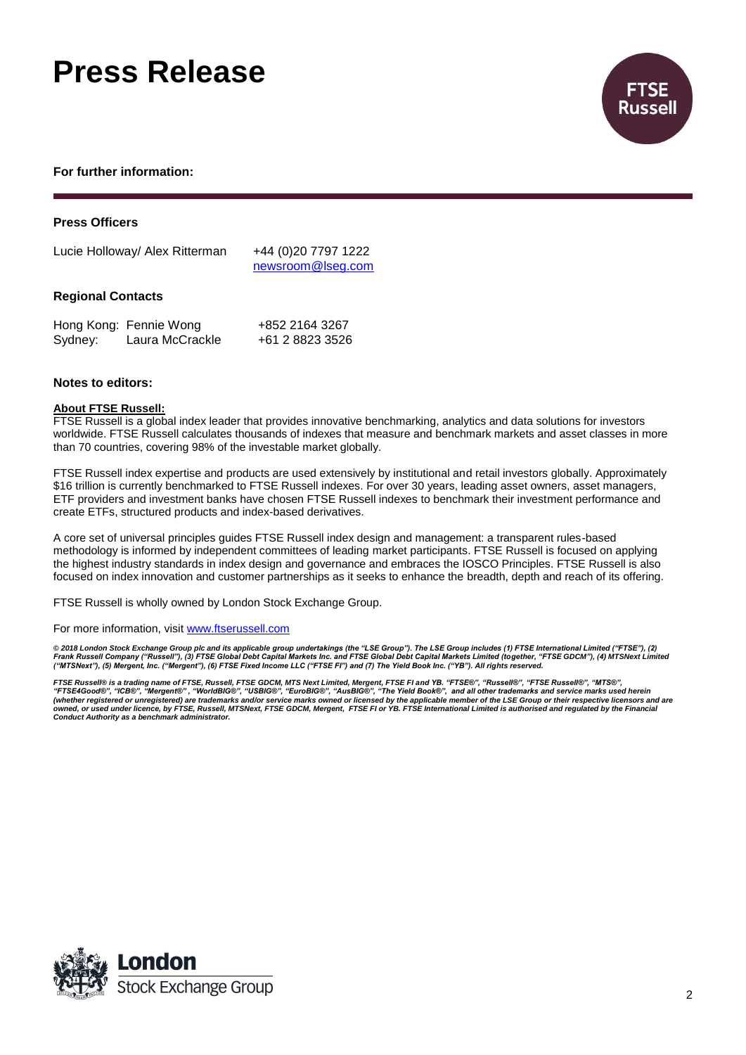# Press Release

**For further information:**

**Press Officers**

| | |
|---|---|
| Lucie Holloway/ Alex Ritterman | +44 (0)20 7797 1222<br>newsroom@lseg.com |

**Regional Contacts**

| | | |
|---|---|---|
| Hong Kong: | Fennie Wong | +852 2164 3267 |
| Sydney: | Laura McCrackle | +61 2 8823 3526 |

**Notes to editors:**

**About FTSE Russell:**

FTSE Russell is a global index leader that provides innovative benchmarking, analytics and data solutions for investors worldwide. FTSE Russell calculates thousands of indexes that measure and benchmark markets and asset classes in more than 70 countries, covering 98% of the investable market globally.

FTSE Russell index expertise and products are used extensively by institutional and retail investors globally. Approximately $16 trillion is currently benchmarked to FTSE Russell indexes. For over 30 years, leading asset owners, asset managers, ETF providers and investment banks have chosen FTSE Russell indexes to benchmark their investment performance and create ETFs, structured products and index-based derivatives.

A core set of universal principles guides FTSE Russell index design and management: a transparent rules-based methodology is informed by independent committees of leading market participants. FTSE Russell is focused on applying the highest industry standards in index design and governance and embraces the IOSCO Principles. FTSE Russell is also focused on index innovation and customer partnerships as it seeks to enhance the breadth, depth and reach of its offering.

FTSE Russell is wholly owned by London Stock Exchange Group.

For more information, visit www.ftserussell.com

***© 2018 London Stock Exchange Group plc and its applicable group undertakings (the "LSE Group"). The LSE Group includes (1) FTSE International Limited ("FTSE"), (2) Frank Russell Company ("Russell"), (3) FTSE Global Debt Capital Markets Inc. and FTSE Global Debt Capital Markets Limited (together, "FTSE GDCM"), (4) MTSNext Limited ("MTSNext"), (5) Mergent, Inc. ("Mergent"), (6) FTSE Fixed Income LLC ("FTSE FI") and (7) The Yield Book Inc. ("YB"). All rights reserved.***

***FTSE Russell® is a trading name of FTSE, Russell, FTSE GDCM, MTS Next Limited, Mergent, FTSE FI and YB. "FTSE®", "Russell®", "FTSE Russell®", "MTS®", "FTSE4Good®", "ICB®", "Mergent®", "WorldBIG®", "USBIG®", "EuroBIG®", "AusBIG®", "The Yield Book®", and all other trademarks and service marks used herein (whether registered or unregistered) are trademarks and/or service marks owned or licensed by the applicable member of the LSE Group or their respective licensors and are owned, or used under licence, by FTSE, Russell, MTSNext, FTSE GDCM, Mergent, FTSE FI or YB. FTSE International Limited is authorised and regulated by the Financial Conduct Authority as a benchmark administrator.***